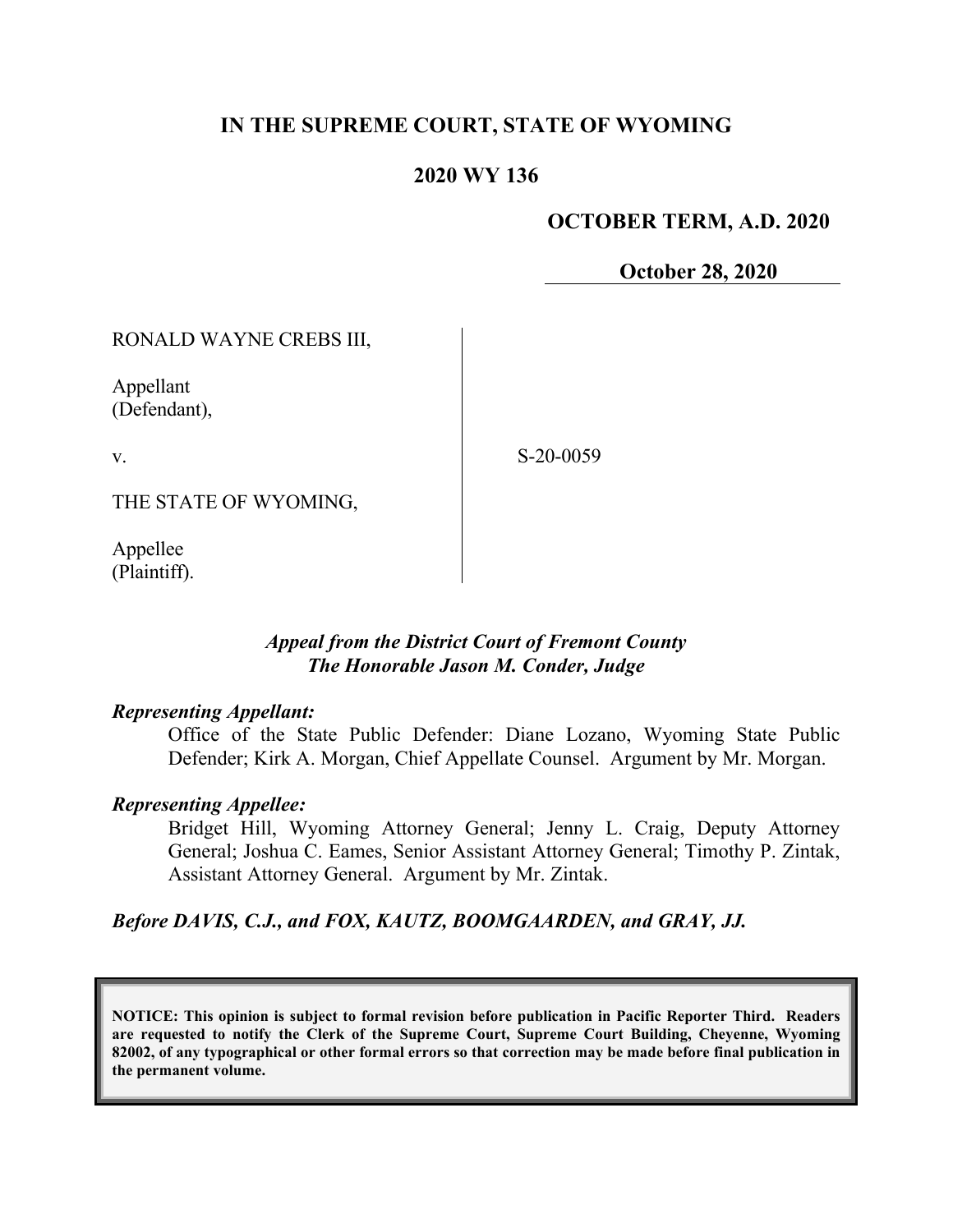# IN THE SUPREME COURT, STATE OF WYOMING

## 2020 WY 136

**OCTOBER TERM, A.D. 2020**

**October 28, 2020**

RONALD WAYNE CREBS III,

Appellant
(Defendant),

v.

THE STATE OF WYOMING,

Appellee
(Plaintiff).

S-20-0059

*Appeal from the District Court of Fremont County*
*The Honorable Jason M. Conder, Judge*

***Representing Appellant:***

Office of the State Public Defender: Diane Lozano, Wyoming State Public Defender; Kirk A. Morgan, Chief Appellate Counsel. Argument by Mr. Morgan.

***Representing Appellee:***

Bridget Hill, Wyoming Attorney General; Jenny L. Craig, Deputy Attorney General; Joshua C. Eames, Senior Assistant Attorney General; Timothy P. Zintak, Assistant Attorney General. Argument by Mr. Zintak.

***Before DAVIS, C.J., and FOX, KAUTZ, BOOMGAARDEN, and GRAY, JJ.***

**NOTICE: This opinion is subject to formal revision before publication in Pacific Reporter Third. Readers are requested to notify the Clerk of the Supreme Court, Supreme Court Building, Cheyenne, Wyoming 82002, of any typographical or other formal errors so that correction may be made before final publication in the permanent volume.**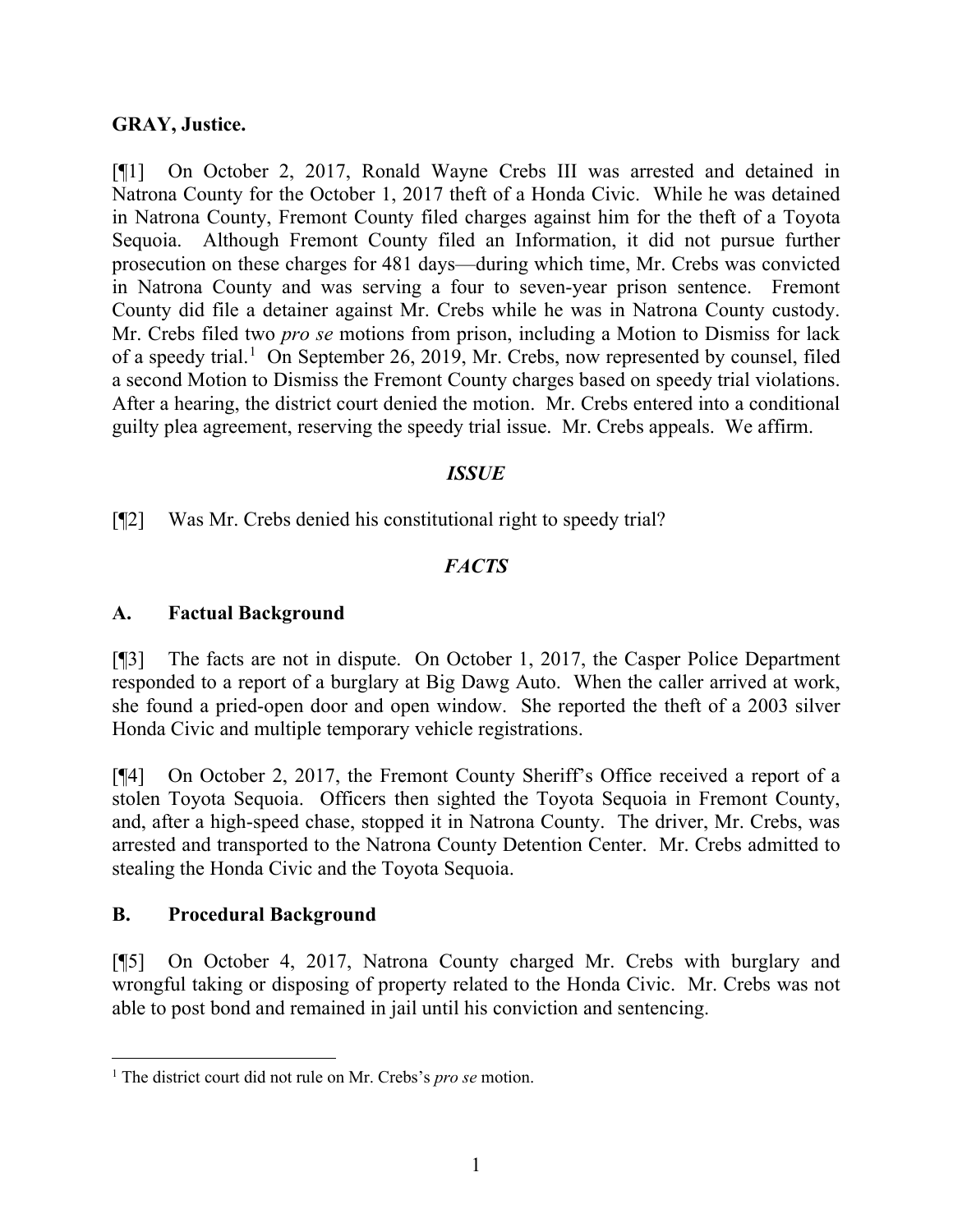**GRAY, Justice.**

[¶1] On October 2, 2017, Ronald Wayne Crebs III was arrested and detained in Natrona County for the October 1, 2017 theft of a Honda Civic. While he was detained in Natrona County, Fremont County filed charges against him for the theft of a Toyota Sequoia. Although Fremont County filed an Information, it did not pursue further prosecution on these charges for 481 days—during which time, Mr. Crebs was convicted in Natrona County and was serving a four to seven-year prison sentence. Fremont County did file a detainer against Mr. Crebs while he was in Natrona County custody. Mr. Crebs filed two *pro se* motions from prison, including a Motion to Dismiss for lack of a speedy trial.[1] On September 26, 2019, Mr. Crebs, now represented by counsel, filed a second Motion to Dismiss the Fremont County charges based on speedy trial violations. After a hearing, the district court denied the motion. Mr. Crebs entered into a conditional guilty plea agreement, reserving the speedy trial issue. Mr. Crebs appeals. We affirm.

## *ISSUE*

[¶2] Was Mr. Crebs denied his constitutional right to speedy trial?

## *FACTS*

### A. Factual Background

[¶3] The facts are not in dispute. On October 1, 2017, the Casper Police Department responded to a report of a burglary at Big Dawg Auto. When the caller arrived at work, she found a pried-open door and open window. She reported the theft of a 2003 silver Honda Civic and multiple temporary vehicle registrations.

[¶4] On October 2, 2017, the Fremont County Sheriff's Office received a report of a stolen Toyota Sequoia. Officers then sighted the Toyota Sequoia in Fremont County, and, after a high-speed chase, stopped it in Natrona County. The driver, Mr. Crebs, was arrested and transported to the Natrona County Detention Center. Mr. Crebs admitted to stealing the Honda Civic and the Toyota Sequoia.

### B. Procedural Background

[¶5] On October 4, 2017, Natrona County charged Mr. Crebs with burglary and wrongful taking or disposing of property related to the Honda Civic. Mr. Crebs was not able to post bond and remained in jail until his conviction and sentencing.

---

[1] The district court did not rule on Mr. Crebs's *pro se* motion.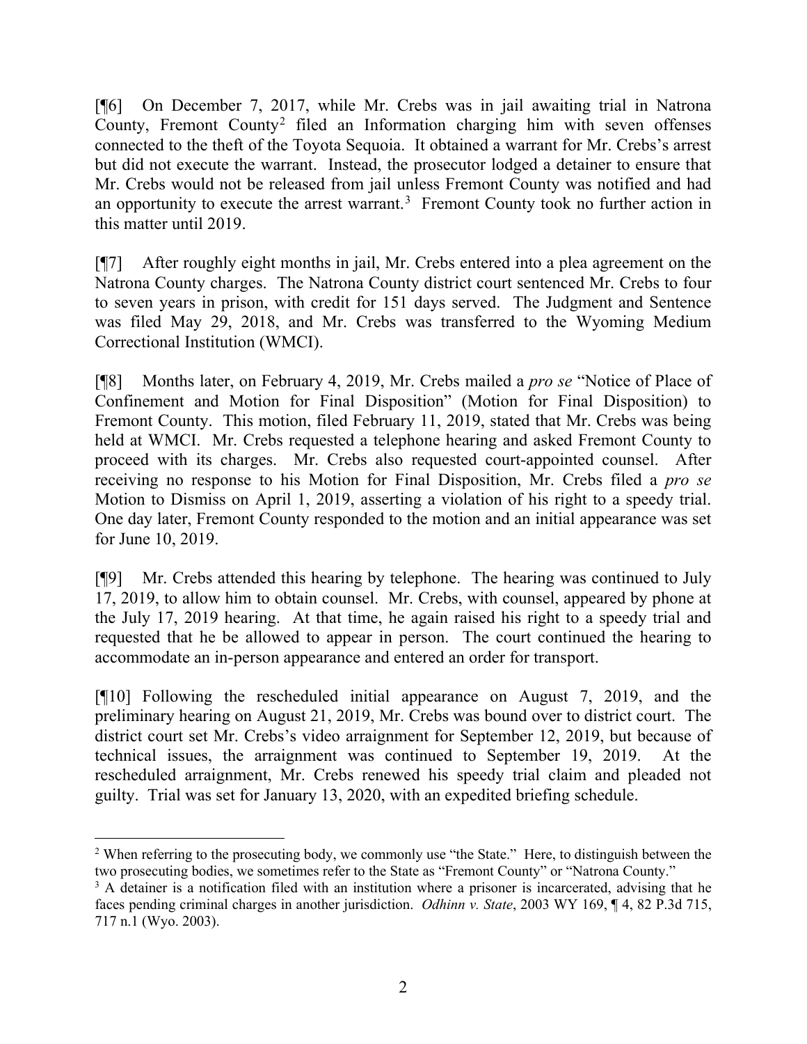[¶6] On December 7, 2017, while Mr. Crebs was in jail awaiting trial in Natrona County, Fremont County[2] filed an Information charging him with seven offenses connected to the theft of the Toyota Sequoia. It obtained a warrant for Mr. Crebs's arrest but did not execute the warrant. Instead, the prosecutor lodged a detainer to ensure that Mr. Crebs would not be released from jail unless Fremont County was notified and had an opportunity to execute the arrest warrant.[3] Fremont County took no further action in this matter until 2019.

[¶7] After roughly eight months in jail, Mr. Crebs entered into a plea agreement on the Natrona County charges. The Natrona County district court sentenced Mr. Crebs to four to seven years in prison, with credit for 151 days served. The Judgment and Sentence was filed May 29, 2018, and Mr. Crebs was transferred to the Wyoming Medium Correctional Institution (WMCI).

[¶8] Months later, on February 4, 2019, Mr. Crebs mailed a *pro se* "Notice of Place of Confinement and Motion for Final Disposition" (Motion for Final Disposition) to Fremont County. This motion, filed February 11, 2019, stated that Mr. Crebs was being held at WMCI. Mr. Crebs requested a telephone hearing and asked Fremont County to proceed with its charges. Mr. Crebs also requested court-appointed counsel. After receiving no response to his Motion for Final Disposition, Mr. Crebs filed a *pro se* Motion to Dismiss on April 1, 2019, asserting a violation of his right to a speedy trial. One day later, Fremont County responded to the motion and an initial appearance was set for June 10, 2019.

[¶9] Mr. Crebs attended this hearing by telephone. The hearing was continued to July 17, 2019, to allow him to obtain counsel. Mr. Crebs, with counsel, appeared by phone at the July 17, 2019 hearing. At that time, he again raised his right to a speedy trial and requested that he be allowed to appear in person. The court continued the hearing to accommodate an in-person appearance and entered an order for transport.

[¶10] Following the rescheduled initial appearance on August 7, 2019, and the preliminary hearing on August 21, 2019, Mr. Crebs was bound over to district court. The district court set Mr. Crebs's video arraignment for September 12, 2019, but because of technical issues, the arraignment was continued to September 19, 2019. At the rescheduled arraignment, Mr. Crebs renewed his speedy trial claim and pleaded not guilty. Trial was set for January 13, 2020, with an expedited briefing schedule.

---

[2] When referring to the prosecuting body, we commonly use "the State." Here, to distinguish between the two prosecuting bodies, we sometimes refer to the State as "Fremont County" or "Natrona County."

[3] A detainer is a notification filed with an institution where a prisoner is incarcerated, advising that he faces pending criminal charges in another jurisdiction. *Odhinn v. State*, 2003 WY 169, ¶ 4, 82 P.3d 715, 717 n.1 (Wyo. 2003).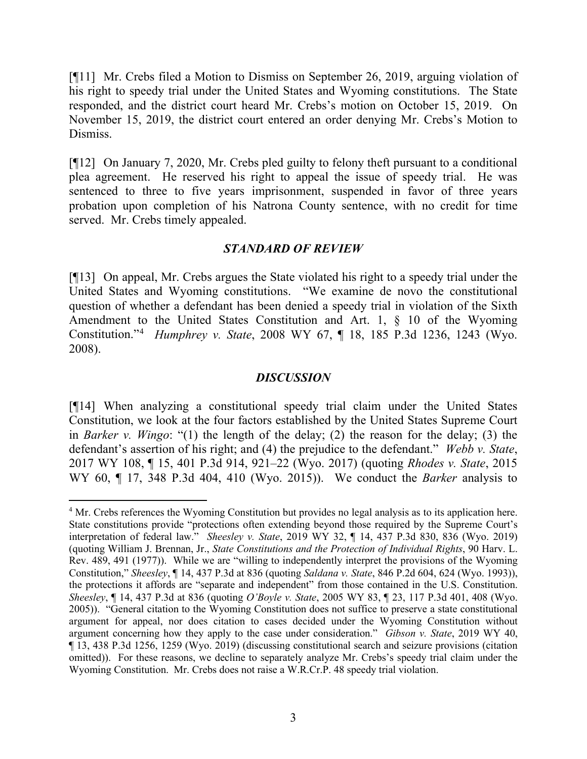[¶11] Mr. Crebs filed a Motion to Dismiss on September 26, 2019, arguing violation of his right to speedy trial under the United States and Wyoming constitutions. The State responded, and the district court heard Mr. Crebs's motion on October 15, 2019. On November 15, 2019, the district court entered an order denying Mr. Crebs's Motion to Dismiss.

[¶12] On January 7, 2020, Mr. Crebs pled guilty to felony theft pursuant to a conditional plea agreement. He reserved his right to appeal the issue of speedy trial. He was sentenced to three to five years imprisonment, suspended in favor of three years probation upon completion of his Natrona County sentence, with no credit for time served. Mr. Crebs timely appealed.

### *STANDARD OF REVIEW*

[¶13] On appeal, Mr. Crebs argues the State violated his right to a speedy trial under the United States and Wyoming constitutions. "We examine de novo the constitutional question of whether a defendant has been denied a speedy trial in violation of the Sixth Amendment to the United States Constitution and Art. 1, § 10 of the Wyoming Constitution."[4] *Humphrey v. State*, 2008 WY 67, ¶ 18, 185 P.3d 1236, 1243 (Wyo. 2008).

### *DISCUSSION*

[¶14] When analyzing a constitutional speedy trial claim under the United States Constitution, we look at the four factors established by the United States Supreme Court in *Barker v. Wingo*: "(1) the length of the delay; (2) the reason for the delay; (3) the defendant's assertion of his right; and (4) the prejudice to the defendant." *Webb v. State*, 2017 WY 108, ¶ 15, 401 P.3d 914, 921–22 (Wyo. 2017) (quoting *Rhodes v. State*, 2015 WY 60, ¶ 17, 348 P.3d 404, 410 (Wyo. 2015)). We conduct the *Barker* analysis to

---

[4] Mr. Crebs references the Wyoming Constitution but provides no legal analysis as to its application here. State constitutions provide "protections often extending beyond those required by the Supreme Court's interpretation of federal law." *Sheesley v. State*, 2019 WY 32, ¶ 14, 437 P.3d 830, 836 (Wyo. 2019) (quoting William J. Brennan, Jr., *State Constitutions and the Protection of Individual Rights*, 90 Harv. L. Rev. 489, 491 (1977)). While we are "willing to independently interpret the provisions of the Wyoming Constitution," *Sheesley*, ¶ 14, 437 P.3d at 836 (quoting *Saldana v. State*, 846 P.2d 604, 624 (Wyo. 1993)), the protections it affords are "separate and independent" from those contained in the U.S. Constitution. *Sheesley*, ¶ 14, 437 P.3d at 836 (quoting *O'Boyle v. State*, 2005 WY 83, ¶ 23, 117 P.3d 401, 408 (Wyo. 2005)). "General citation to the Wyoming Constitution does not suffice to preserve a state constitutional argument for appeal, nor does citation to cases decided under the Wyoming Constitution without argument concerning how they apply to the case under consideration." *Gibson v. State*, 2019 WY 40, ¶ 13, 438 P.3d 1256, 1259 (Wyo. 2019) (discussing constitutional search and seizure provisions (citation omitted)). For these reasons, we decline to separately analyze Mr. Crebs's speedy trial claim under the Wyoming Constitution. Mr. Crebs does not raise a W.R.Cr.P. 48 speedy trial violation.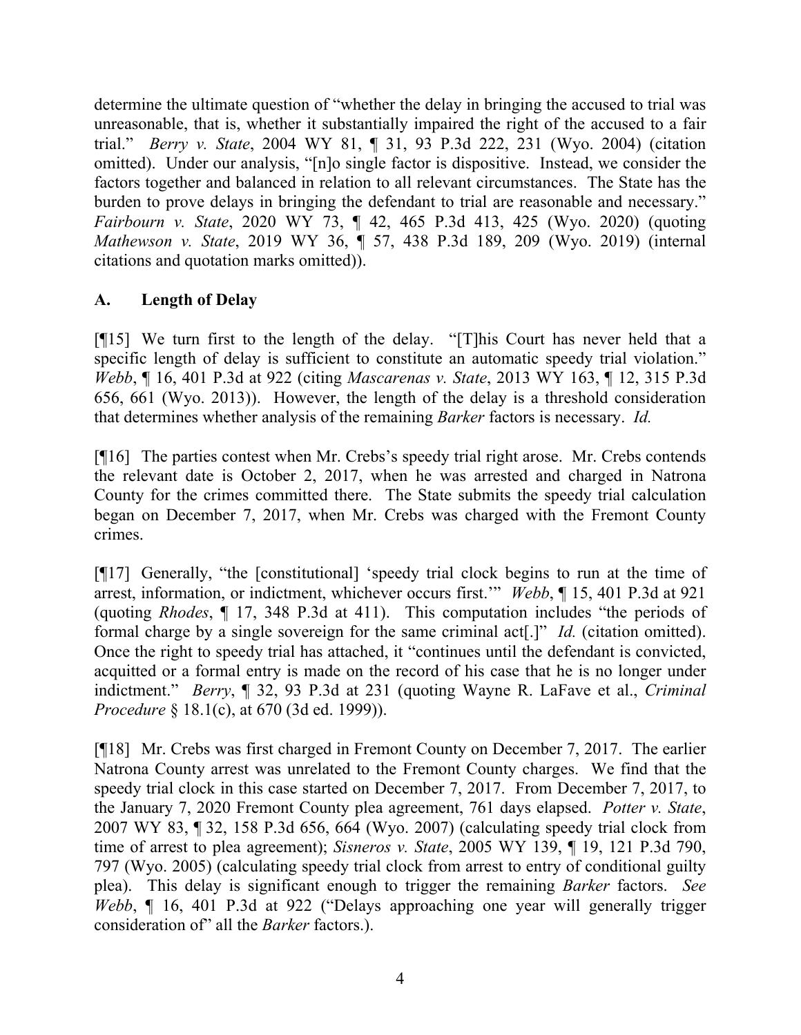determine the ultimate question of "whether the delay in bringing the accused to trial was unreasonable, that is, whether it substantially impaired the right of the accused to a fair trial." *Berry v. State*, 2004 WY 81, ¶ 31, 93 P.3d 222, 231 (Wyo. 2004) (citation omitted). Under our analysis, "[n]o single factor is dispositive. Instead, we consider the factors together and balanced in relation to all relevant circumstances. The State has the burden to prove delays in bringing the defendant to trial are reasonable and necessary." *Fairbourn v. State*, 2020 WY 73, ¶ 42, 465 P.3d 413, 425 (Wyo. 2020) (quoting *Mathewson v. State*, 2019 WY 36, ¶ 57, 438 P.3d 189, 209 (Wyo. 2019) (internal citations and quotation marks omitted)).

## A. Length of Delay

[¶15] We turn first to the length of the delay. "[T]his Court has never held that a specific length of delay is sufficient to constitute an automatic speedy trial violation." *Webb*, ¶ 16, 401 P.3d at 922 (citing *Mascarenas v. State*, 2013 WY 163, ¶ 12, 315 P.3d 656, 661 (Wyo. 2013)). However, the length of the delay is a threshold consideration that determines whether analysis of the remaining *Barker* factors is necessary. *Id.*

[¶16] The parties contest when Mr. Crebs's speedy trial right arose. Mr. Crebs contends the relevant date is October 2, 2017, when he was arrested and charged in Natrona County for the crimes committed there. The State submits the speedy trial calculation began on December 7, 2017, when Mr. Crebs was charged with the Fremont County crimes.

[¶17] Generally, "the [constitutional] 'speedy trial clock begins to run at the time of arrest, information, or indictment, whichever occurs first.'" *Webb*, ¶ 15, 401 P.3d at 921 (quoting *Rhodes*, ¶ 17, 348 P.3d at 411). This computation includes "the periods of formal charge by a single sovereign for the same criminal act[.]" *Id.* (citation omitted). Once the right to speedy trial has attached, it "continues until the defendant is convicted, acquitted or a formal entry is made on the record of his case that he is no longer under indictment." *Berry*, ¶ 32, 93 P.3d at 231 (quoting Wayne R. LaFave et al., *Criminal Procedure* § 18.1(c), at 670 (3d ed. 1999)).

[¶18] Mr. Crebs was first charged in Fremont County on December 7, 2017. The earlier Natrona County arrest was unrelated to the Fremont County charges. We find that the speedy trial clock in this case started on December 7, 2017. From December 7, 2017, to the January 7, 2020 Fremont County plea agreement, 761 days elapsed. *Potter v. State*, 2007 WY 83, ¶ 32, 158 P.3d 656, 664 (Wyo. 2007) (calculating speedy trial clock from time of arrest to plea agreement); *Sisneros v. State*, 2005 WY 139, ¶ 19, 121 P.3d 790, 797 (Wyo. 2005) (calculating speedy trial clock from arrest to entry of conditional guilty plea). This delay is significant enough to trigger the remaining *Barker* factors. *See Webb*, ¶ 16, 401 P.3d at 922 ("Delays approaching one year will generally trigger consideration of" all the *Barker* factors.).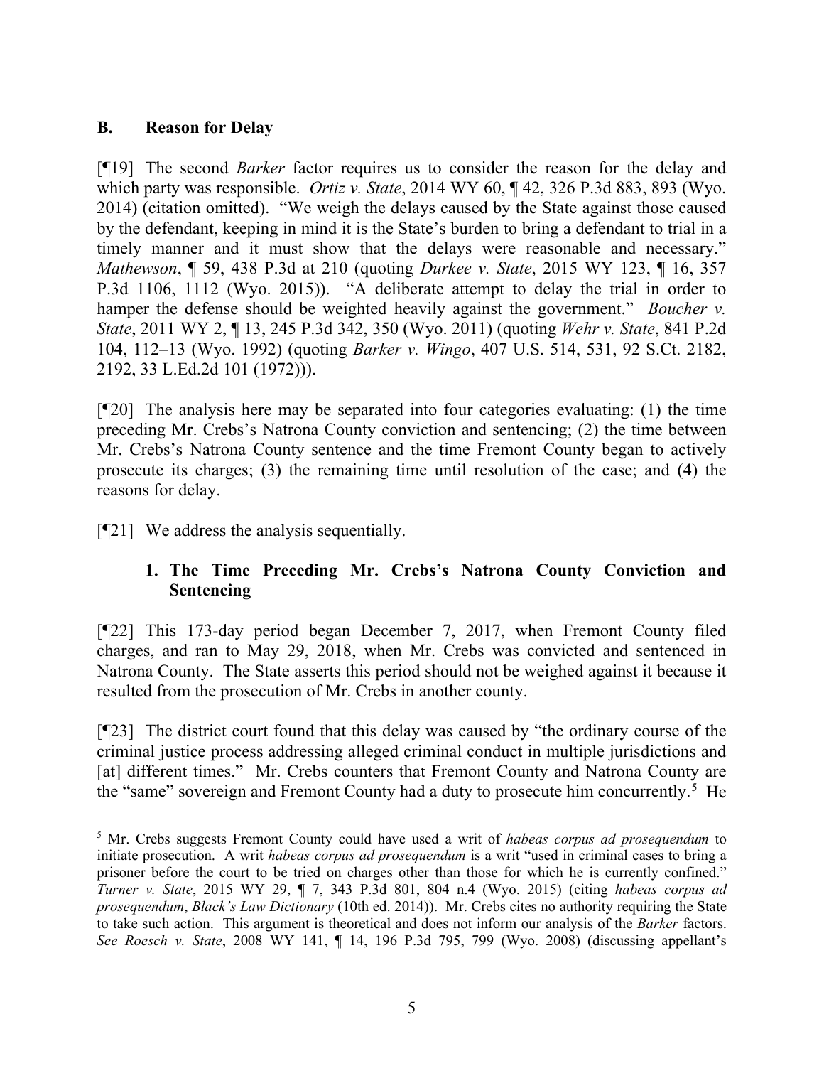### B. Reason for Delay

[¶19] The second *Barker* factor requires us to consider the reason for the delay and which party was responsible. *Ortiz v. State*, 2014 WY 60, ¶ 42, 326 P.3d 883, 893 (Wyo. 2014) (citation omitted). "We weigh the delays caused by the State against those caused by the defendant, keeping in mind it is the State's burden to bring a defendant to trial in a timely manner and it must show that the delays were reasonable and necessary." *Mathewson*, ¶ 59, 438 P.3d at 210 (quoting *Durkee v. State*, 2015 WY 123, ¶ 16, 357 P.3d 1106, 1112 (Wyo. 2015)). "A deliberate attempt to delay the trial in order to hamper the defense should be weighted heavily against the government." *Boucher v. State*, 2011 WY 2, ¶ 13, 245 P.3d 342, 350 (Wyo. 2011) (quoting *Wehr v. State*, 841 P.2d 104, 112–13 (Wyo. 1992) (quoting *Barker v. Wingo*, 407 U.S. 514, 531, 92 S.Ct. 2182, 2192, 33 L.Ed.2d 101 (1972))).

[¶20] The analysis here may be separated into four categories evaluating: (1) the time preceding Mr. Crebs's Natrona County conviction and sentencing; (2) the time between Mr. Crebs's Natrona County sentence and the time Fremont County began to actively prosecute its charges; (3) the remaining time until resolution of the case; and (4) the reasons for delay.

[¶21] We address the analysis sequentially.

#### 1. The Time Preceding Mr. Crebs's Natrona County Conviction and Sentencing

[¶22] This 173-day period began December 7, 2017, when Fremont County filed charges, and ran to May 29, 2018, when Mr. Crebs was convicted and sentenced in Natrona County. The State asserts this period should not be weighed against it because it resulted from the prosecution of Mr. Crebs in another county.

[¶23] The district court found that this delay was caused by "the ordinary course of the criminal justice process addressing alleged criminal conduct in multiple jurisdictions and [at] different times." Mr. Crebs counters that Fremont County and Natrona County are the "same" sovereign and Fremont County had a duty to prosecute him concurrently.[5] He

[5] Mr. Crebs suggests Fremont County could have used a writ of *habeas corpus ad prosequendum* to initiate prosecution. A writ *habeas corpus ad prosequendum* is a writ "used in criminal cases to bring a prisoner before the court to be tried on charges other than those for which he is currently confined." *Turner v. State*, 2015 WY 29, ¶ 7, 343 P.3d 801, 804 n.4 (Wyo. 2015) (citing *habeas corpus ad prosequendum*, *Black's Law Dictionary* (10th ed. 2014)). Mr. Crebs cites no authority requiring the State to take such action. This argument is theoretical and does not inform our analysis of the *Barker* factors. *See Roesch v. State*, 2008 WY 141, ¶ 14, 196 P.3d 795, 799 (Wyo. 2008) (discussing appellant's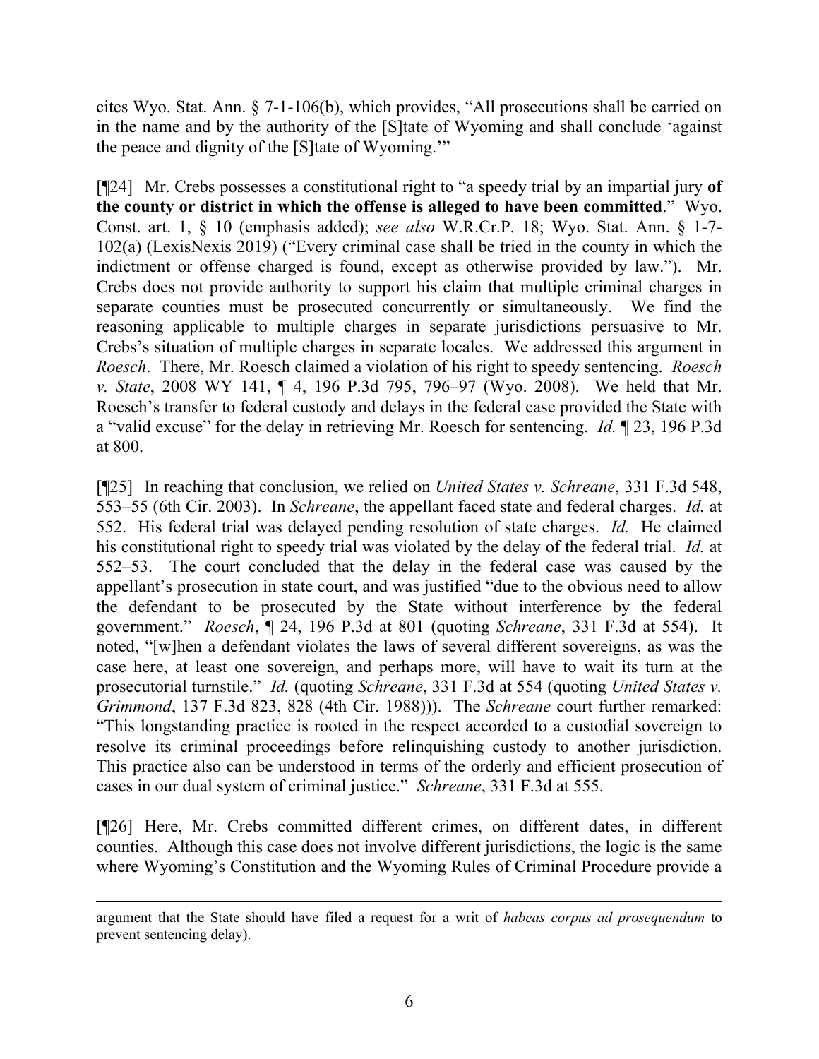cites Wyo. Stat. Ann. § 7-1-106(b), which provides, "All prosecutions shall be carried on in the name and by the authority of the [S]tate of Wyoming and shall conclude 'against the peace and dignity of the [S]tate of Wyoming.'"

[¶24] Mr. Crebs possesses a constitutional right to "a speedy trial by an impartial jury **of the county or district in which the offense is alleged to have been committed**." Wyo. Const. art. 1, § 10 (emphasis added); *see also* W.R.Cr.P. 18; Wyo. Stat. Ann. § 1-7-102(a) (LexisNexis 2019) ("Every criminal case shall be tried in the county in which the indictment or offense charged is found, except as otherwise provided by law."). Mr. Crebs does not provide authority to support his claim that multiple criminal charges in separate counties must be prosecuted concurrently or simultaneously. We find the reasoning applicable to multiple charges in separate jurisdictions persuasive to Mr. Crebs's situation of multiple charges in separate locales. We addressed this argument in *Roesch*. There, Mr. Roesch claimed a violation of his right to speedy sentencing. *Roesch v. State*, 2008 WY 141, ¶ 4, 196 P.3d 795, 796–97 (Wyo. 2008). We held that Mr. Roesch's transfer to federal custody and delays in the federal case provided the State with a "valid excuse" for the delay in retrieving Mr. Roesch for sentencing. *Id.* ¶ 23, 196 P.3d at 800.

[¶25] In reaching that conclusion, we relied on *United States v. Schreane*, 331 F.3d 548, 553–55 (6th Cir. 2003). In *Schreane*, the appellant faced state and federal charges. *Id.* at 552. His federal trial was delayed pending resolution of state charges. *Id.* He claimed his constitutional right to speedy trial was violated by the delay of the federal trial. *Id.* at 552–53. The court concluded that the delay in the federal case was caused by the appellant's prosecution in state court, and was justified "due to the obvious need to allow the defendant to be prosecuted by the State without interference by the federal government." *Roesch*, ¶ 24, 196 P.3d at 801 (quoting *Schreane*, 331 F.3d at 554). It noted, "[w]hen a defendant violates the laws of several different sovereigns, as was the case here, at least one sovereign, and perhaps more, will have to wait its turn at the prosecutorial turnstile." *Id.* (quoting *Schreane*, 331 F.3d at 554 (quoting *United States v. Grimmond*, 137 F.3d 823, 828 (4th Cir. 1988))). The *Schreane* court further remarked: "This longstanding practice is rooted in the respect accorded to a custodial sovereign to resolve its criminal proceedings before relinquishing custody to another jurisdiction. This practice also can be understood in terms of the orderly and efficient prosecution of cases in our dual system of criminal justice." *Schreane*, 331 F.3d at 555.

[¶26] Here, Mr. Crebs committed different crimes, on different dates, in different counties. Although this case does not involve different jurisdictions, the logic is the same where Wyoming's Constitution and the Wyoming Rules of Criminal Procedure provide a

argument that the State should have filed a request for a writ of *habeas corpus ad prosequendum* to prevent sentencing delay).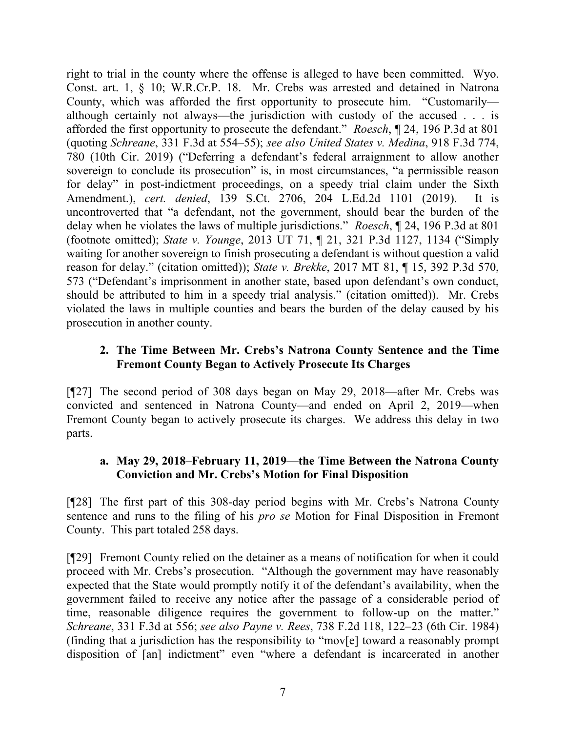right to trial in the county where the offense is alleged to have been committed. Wyo. Const. art. 1, § 10; W.R.Cr.P. 18. Mr. Crebs was arrested and detained in Natrona County, which was afforded the first opportunity to prosecute him. "Customarily—although certainly not always—the jurisdiction with custody of the accused . . . is afforded the first opportunity to prosecute the defendant." *Roesch*, ¶ 24, 196 P.3d at 801 (quoting *Schreane*, 331 F.3d at 554–55); *see also United States v. Medina*, 918 F.3d 774, 780 (10th Cir. 2019) ("Deferring a defendant's federal arraignment to allow another sovereign to conclude its prosecution" is, in most circumstances, "a permissible reason for delay" in post-indictment proceedings, on a speedy trial claim under the Sixth Amendment.), *cert. denied*, 139 S.Ct. 2706, 204 L.Ed.2d 1101 (2019). It is uncontroverted that "a defendant, not the government, should bear the burden of the delay when he violates the laws of multiple jurisdictions." *Roesch*, ¶ 24, 196 P.3d at 801 (footnote omitted); *State v. Younge*, 2013 UT 71, ¶ 21, 321 P.3d 1127, 1134 ("Simply waiting for another sovereign to finish prosecuting a defendant is without question a valid reason for delay." (citation omitted)); *State v. Brekke*, 2017 MT 81, ¶ 15, 392 P.3d 570, 573 ("Defendant's imprisonment in another state, based upon defendant's own conduct, should be attributed to him in a speedy trial analysis." (citation omitted)). Mr. Crebs violated the laws in multiple counties and bears the burden of the delay caused by his prosecution in another county.

### 2. The Time Between Mr. Crebs's Natrona County Sentence and the Time Fremont County Began to Actively Prosecute Its Charges

[¶27] The second period of 308 days began on May 29, 2018—after Mr. Crebs was convicted and sentenced in Natrona County—and ended on April 2, 2019—when Fremont County began to actively prosecute its charges. We address this delay in two parts.

#### a. May 29, 2018–February 11, 2019—the Time Between the Natrona County Conviction and Mr. Crebs's Motion for Final Disposition

[¶28] The first part of this 308-day period begins with Mr. Crebs's Natrona County sentence and runs to the filing of his *pro se* Motion for Final Disposition in Fremont County. This part totaled 258 days.

[¶29] Fremont County relied on the detainer as a means of notification for when it could proceed with Mr. Crebs's prosecution. "Although the government may have reasonably expected that the State would promptly notify it of the defendant's availability, when the government failed to receive any notice after the passage of a considerable period of time, reasonable diligence requires the government to follow-up on the matter." *Schreane*, 331 F.3d at 556; *see also Payne v. Rees*, 738 F.2d 118, 122–23 (6th Cir. 1984) (finding that a jurisdiction has the responsibility to "mov[e] toward a reasonably prompt disposition of [an] indictment" even "where a defendant is incarcerated in another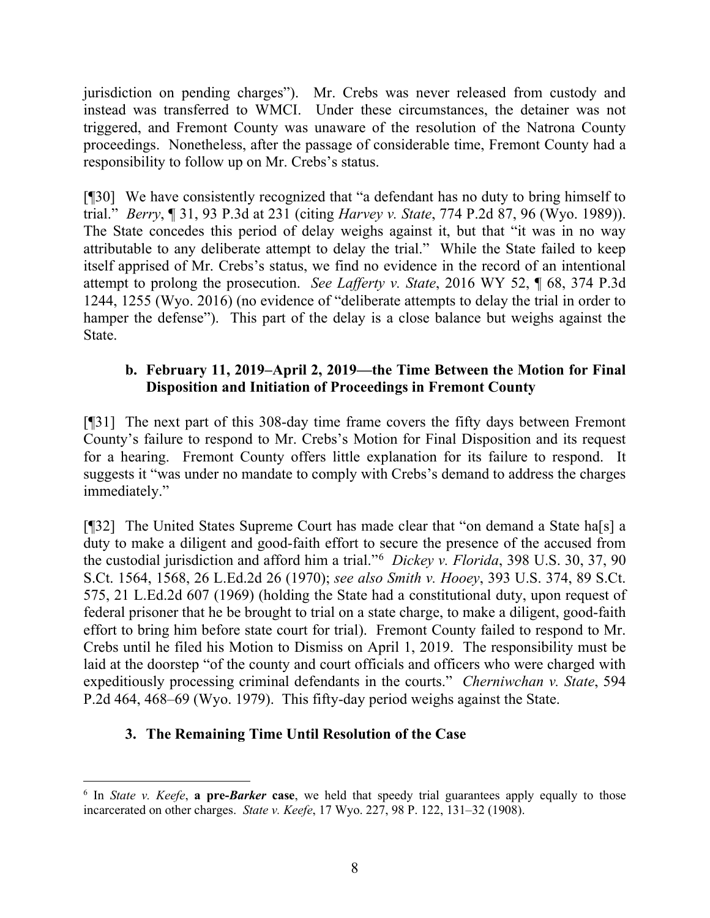jurisdiction on pending charges"). Mr. Crebs was never released from custody and instead was transferred to WMCI. Under these circumstances, the detainer was not triggered, and Fremont County was unaware of the resolution of the Natrona County proceedings. Nonetheless, after the passage of considerable time, Fremont County had a responsibility to follow up on Mr. Crebs's status.

[¶30] We have consistently recognized that "a defendant has no duty to bring himself to trial." *Berry*, ¶ 31, 93 P.3d at 231 (citing *Harvey v. State*, 774 P.2d 87, 96 (Wyo. 1989)). The State concedes this period of delay weighs against it, but that "it was in no way attributable to any deliberate attempt to delay the trial." While the State failed to keep itself apprised of Mr. Crebs's status, we find no evidence in the record of an intentional attempt to prolong the prosecution. *See Lafferty v. State*, 2016 WY 52, ¶ 68, 374 P.3d 1244, 1255 (Wyo. 2016) (no evidence of "deliberate attempts to delay the trial in order to hamper the defense"). This part of the delay is a close balance but weighs against the State.

### b. February 11, 2019–April 2, 2019—the Time Between the Motion for Final Disposition and Initiation of Proceedings in Fremont County

[¶31] The next part of this 308-day time frame covers the fifty days between Fremont County's failure to respond to Mr. Crebs's Motion for Final Disposition and its request for a hearing. Fremont County offers little explanation for its failure to respond. It suggests it "was under no mandate to comply with Crebs's demand to address the charges immediately."

[¶32] The United States Supreme Court has made clear that "on demand a State ha[s] a duty to make a diligent and good-faith effort to secure the presence of the accused from the custodial jurisdiction and afford him a trial."[6] *Dickey v. Florida*, 398 U.S. 30, 37, 90 S.Ct. 1564, 1568, 26 L.Ed.2d 26 (1970); *see also Smith v. Hooey*, 393 U.S. 374, 89 S.Ct. 575, 21 L.Ed.2d 607 (1969) (holding the State had a constitutional duty, upon request of federal prisoner that he be brought to trial on a state charge, to make a diligent, good-faith effort to bring him before state court for trial). Fremont County failed to respond to Mr. Crebs until he filed his Motion to Dismiss on April 1, 2019. The responsibility must be laid at the doorstep "of the county and court officials and officers who were charged with expeditiously processing criminal defendants in the courts." *Cherniwchan v. State*, 594 P.2d 464, 468–69 (Wyo. 1979). This fifty-day period weighs against the State.

## 3. The Remaining Time Until Resolution of the Case

---

[6] In *State v. Keefe*, **a pre-*Barker* case**, we held that speedy trial guarantees apply equally to those incarcerated on other charges. *State v. Keefe*, 17 Wyo. 227, 98 P. 122, 131–32 (1908).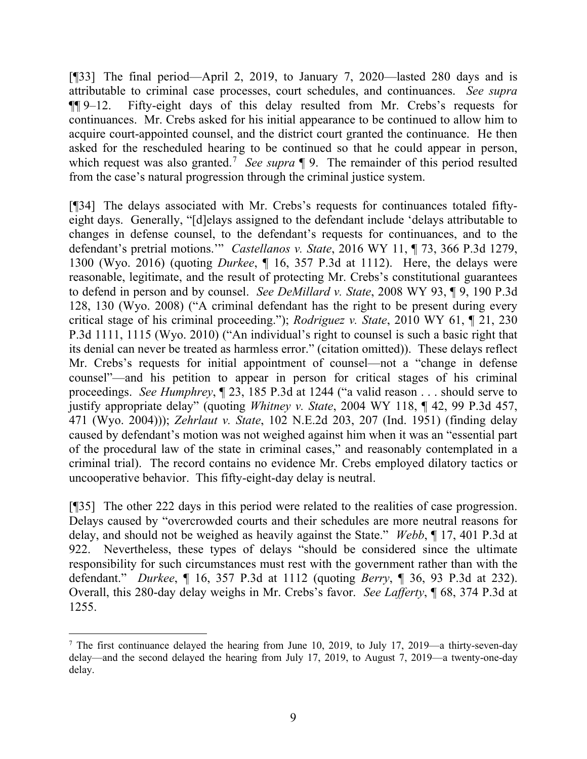[¶33] The final period—April 2, 2019, to January 7, 2020—lasted 280 days and is attributable to criminal case processes, court schedules, and continuances. *See supra* ¶¶ 9–12. Fifty-eight days of this delay resulted from Mr. Crebs's requests for continuances. Mr. Crebs asked for his initial appearance to be continued to allow him to acquire court-appointed counsel, and the district court granted the continuance. He then asked for the rescheduled hearing to be continued so that he could appear in person, which request was also granted.[7] *See supra* ¶ 9. The remainder of this period resulted from the case's natural progression through the criminal justice system.

[¶34] The delays associated with Mr. Crebs's requests for continuances totaled fifty-eight days. Generally, "[d]elays assigned to the defendant include 'delays attributable to changes in defense counsel, to the defendant's requests for continuances, and to the defendant's pretrial motions.'" *Castellanos v. State*, 2016 WY 11, ¶ 73, 366 P.3d 1279, 1300 (Wyo. 2016) (quoting *Durkee*, ¶ 16, 357 P.3d at 1112). Here, the delays were reasonable, legitimate, and the result of protecting Mr. Crebs's constitutional guarantees to defend in person and by counsel. *See DeMillard v. State*, 2008 WY 93, ¶ 9, 190 P.3d 128, 130 (Wyo. 2008) ("A criminal defendant has the right to be present during every critical stage of his criminal proceeding."); *Rodriguez v. State*, 2010 WY 61, ¶ 21, 230 P.3d 1111, 1115 (Wyo. 2010) ("An individual's right to counsel is such a basic right that its denial can never be treated as harmless error." (citation omitted)). These delays reflect Mr. Crebs's requests for initial appointment of counsel—not a "change in defense counsel"—and his petition to appear in person for critical stages of his criminal proceedings. *See Humphrey*, ¶ 23, 185 P.3d at 1244 ("a valid reason . . . should serve to justify appropriate delay" (quoting *Whitney v. State*, 2004 WY 118, ¶ 42, 99 P.3d 457, 471 (Wyo. 2004))); *Zehrlaut v. State*, 102 N.E.2d 203, 207 (Ind. 1951) (finding delay caused by defendant's motion was not weighed against him when it was an "essential part of the procedural law of the state in criminal cases," and reasonably contemplated in a criminal trial). The record contains no evidence Mr. Crebs employed dilatory tactics or uncooperative behavior. This fifty-eight-day delay is neutral.

[¶35] The other 222 days in this period were related to the realities of case progression. Delays caused by "overcrowded courts and their schedules are more neutral reasons for delay, and should not be weighed as heavily against the State." *Webb*, ¶ 17, 401 P.3d at 922. Nevertheless, these types of delays "should be considered since the ultimate responsibility for such circumstances must rest with the government rather than with the defendant." *Durkee*, ¶ 16, 357 P.3d at 1112 (quoting *Berry*, ¶ 36, 93 P.3d at 232). Overall, this 280-day delay weighs in Mr. Crebs's favor. *See Lafferty*, ¶ 68, 374 P.3d at 1255.

---

[7] The first continuance delayed the hearing from June 10, 2019, to July 17, 2019—a thirty-seven-day delay—and the second delayed the hearing from July 17, 2019, to August 7, 2019—a twenty-one-day delay.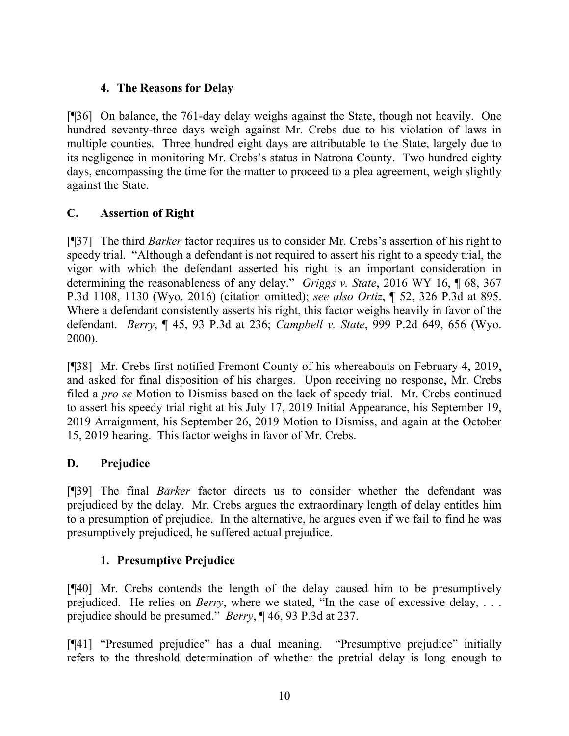### 4. The Reasons for Delay

[¶36] On balance, the 761-day delay weighs against the State, though not heavily. One hundred seventy-three days weigh against Mr. Crebs due to his violation of laws in multiple counties. Three hundred eight days are attributable to the State, largely due to its negligence in monitoring Mr. Crebs's status in Natrona County. Two hundred eighty days, encompassing the time for the matter to proceed to a plea agreement, weigh slightly against the State.

## C. Assertion of Right

[¶37] The third *Barker* factor requires us to consider Mr. Crebs's assertion of his right to speedy trial. "Although a defendant is not required to assert his right to a speedy trial, the vigor with which the defendant asserted his right is an important consideration in determining the reasonableness of any delay." *Griggs v. State*, 2016 WY 16, ¶ 68, 367 P.3d 1108, 1130 (Wyo. 2016) (citation omitted); *see also Ortiz*, ¶ 52, 326 P.3d at 895. Where a defendant consistently asserts his right, this factor weighs heavily in favor of the defendant. *Berry*, ¶ 45, 93 P.3d at 236; *Campbell v. State*, 999 P.2d 649, 656 (Wyo. 2000).

[¶38] Mr. Crebs first notified Fremont County of his whereabouts on February 4, 2019, and asked for final disposition of his charges. Upon receiving no response, Mr. Crebs filed a *pro se* Motion to Dismiss based on the lack of speedy trial. Mr. Crebs continued to assert his speedy trial right at his July 17, 2019 Initial Appearance, his September 19, 2019 Arraignment, his September 26, 2019 Motion to Dismiss, and again at the October 15, 2019 hearing. This factor weighs in favor of Mr. Crebs.

## D. Prejudice

[¶39] The final *Barker* factor directs us to consider whether the defendant was prejudiced by the delay. Mr. Crebs argues the extraordinary length of delay entitles him to a presumption of prejudice. In the alternative, he argues even if we fail to find he was presumptively prejudiced, he suffered actual prejudice.

### 1. Presumptive Prejudice

[¶40] Mr. Crebs contends the length of the delay caused him to be presumptively prejudiced. He relies on *Berry*, where we stated, "In the case of excessive delay, . . . prejudice should be presumed." *Berry*, ¶ 46, 93 P.3d at 237.

[¶41] "Presumed prejudice" has a dual meaning. "Presumptive prejudice" initially refers to the threshold determination of whether the pretrial delay is long enough to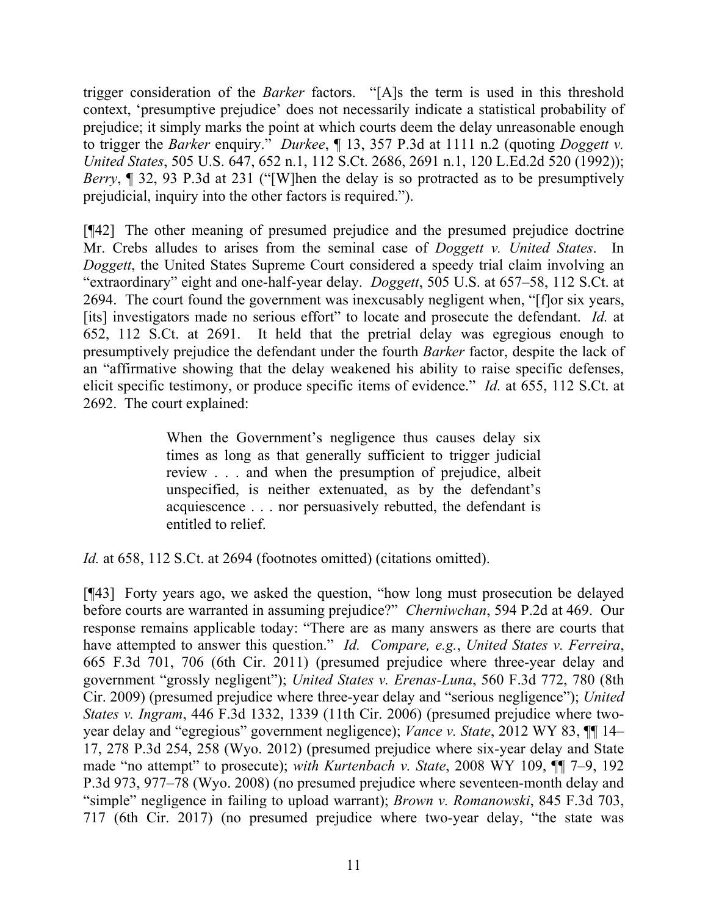trigger consideration of the *Barker* factors. "[A]s the term is used in this threshold context, 'presumptive prejudice' does not necessarily indicate a statistical probability of prejudice; it simply marks the point at which courts deem the delay unreasonable enough to trigger the *Barker* enquiry." *Durkee*, ¶ 13, 357 P.3d at 1111 n.2 (quoting *Doggett v. United States*, 505 U.S. 647, 652 n.1, 112 S.Ct. 2686, 2691 n.1, 120 L.Ed.2d 520 (1992)); *Berry*, ¶ 32, 93 P.3d at 231 ("[W]hen the delay is so protracted as to be presumptively prejudicial, inquiry into the other factors is required.").

[¶42] The other meaning of presumed prejudice and the presumed prejudice doctrine Mr. Crebs alludes to arises from the seminal case of *Doggett v. United States*. In *Doggett*, the United States Supreme Court considered a speedy trial claim involving an "extraordinary" eight and one-half-year delay. *Doggett*, 505 U.S. at 657–58, 112 S.Ct. at 2694. The court found the government was inexcusably negligent when, "[f]or six years, [its] investigators made no serious effort" to locate and prosecute the defendant. *Id.* at 652, 112 S.Ct. at 2691. It held that the pretrial delay was egregious enough to presumptively prejudice the defendant under the fourth *Barker* factor, despite the lack of an "affirmative showing that the delay weakened his ability to raise specific defenses, elicit specific testimony, or produce specific items of evidence." *Id.* at 655, 112 S.Ct. at 2692. The court explained:

> When the Government's negligence thus causes delay six times as long as that generally sufficient to trigger judicial review . . . and when the presumption of prejudice, albeit unspecified, is neither extenuated, as by the defendant's acquiescence . . . nor persuasively rebutted, the defendant is entitled to relief.

*Id.* at 658, 112 S.Ct. at 2694 (footnotes omitted) (citations omitted).

[¶43] Forty years ago, we asked the question, "how long must prosecution be delayed before courts are warranted in assuming prejudice?" *Cherniwchan*, 594 P.2d at 469. Our response remains applicable today: "There are as many answers as there are courts that have attempted to answer this question." *Id. Compare, e.g.*, *United States v. Ferreira*, 665 F.3d 701, 706 (6th Cir. 2011) (presumed prejudice where three-year delay and government "grossly negligent"); *United States v. Erenas-Luna*, 560 F.3d 772, 780 (8th Cir. 2009) (presumed prejudice where three-year delay and "serious negligence"); *United States v. Ingram*, 446 F.3d 1332, 1339 (11th Cir. 2006) (presumed prejudice where two-year delay and "egregious" government negligence); *Vance v. State*, 2012 WY 83, ¶¶ 14–17, 278 P.3d 254, 258 (Wyo. 2012) (presumed prejudice where six-year delay and State made "no attempt" to prosecute); *with Kurtenbach v. State*, 2008 WY 109, ¶¶ 7–9, 192 P.3d 973, 977–78 (Wyo. 2008) (no presumed prejudice where seventeen-month delay and "simple" negligence in failing to upload warrant); *Brown v. Romanowski*, 845 F.3d 703, 717 (6th Cir. 2017) (no presumed prejudice where two-year delay, "the state was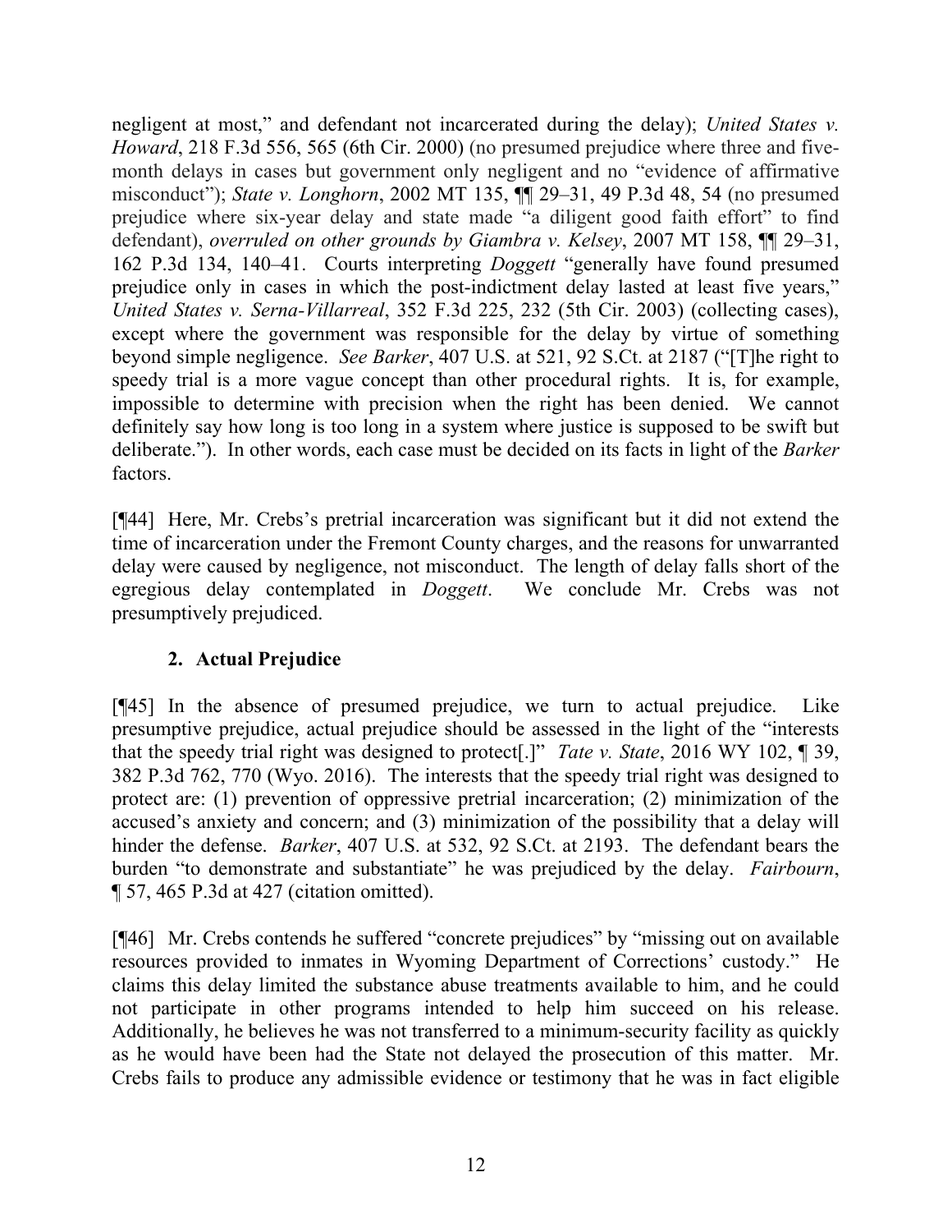negligent at most," and defendant not incarcerated during the delay); *United States v. Howard*, 218 F.3d 556, 565 (6th Cir. 2000) (no presumed prejudice where three and five-month delays in cases but government only negligent and no "evidence of affirmative misconduct"); *State v. Longhorn*, 2002 MT 135, ¶¶ 29–31, 49 P.3d 48, 54 (no presumed prejudice where six-year delay and state made "a diligent good faith effort" to find defendant), *overruled on other grounds by Giambra v. Kelsey*, 2007 MT 158, ¶¶ 29–31, 162 P.3d 134, 140–41. Courts interpreting *Doggett* "generally have found presumed prejudice only in cases in which the post-indictment delay lasted at least five years," *United States v. Serna-Villarreal*, 352 F.3d 225, 232 (5th Cir. 2003) (collecting cases), except where the government was responsible for the delay by virtue of something beyond simple negligence. *See Barker*, 407 U.S. at 521, 92 S.Ct. at 2187 ("[T]he right to speedy trial is a more vague concept than other procedural rights. It is, for example, impossible to determine with precision when the right has been denied. We cannot definitely say how long is too long in a system where justice is supposed to be swift but deliberate."). In other words, each case must be decided on its facts in light of the *Barker* factors.

[¶44] Here, Mr. Crebs's pretrial incarceration was significant but it did not extend the time of incarceration under the Fremont County charges, and the reasons for unwarranted delay were caused by negligence, not misconduct. The length of delay falls short of the egregious delay contemplated in *Doggett*. We conclude Mr. Crebs was not presumptively prejudiced.

### 2. Actual Prejudice

[¶45] In the absence of presumed prejudice, we turn to actual prejudice. Like presumptive prejudice, actual prejudice should be assessed in the light of the "interests that the speedy trial right was designed to protect[.]" *Tate v. State*, 2016 WY 102, ¶ 39, 382 P.3d 762, 770 (Wyo. 2016). The interests that the speedy trial right was designed to protect are: (1) prevention of oppressive pretrial incarceration; (2) minimization of the accused's anxiety and concern; and (3) minimization of the possibility that a delay will hinder the defense. *Barker*, 407 U.S. at 532, 92 S.Ct. at 2193. The defendant bears the burden "to demonstrate and substantiate" he was prejudiced by the delay. *Fairbourn*, ¶ 57, 465 P.3d at 427 (citation omitted).

[¶46] Mr. Crebs contends he suffered "concrete prejudices" by "missing out on available resources provided to inmates in Wyoming Department of Corrections' custody." He claims this delay limited the substance abuse treatments available to him, and he could not participate in other programs intended to help him succeed on his release. Additionally, he believes he was not transferred to a minimum-security facility as quickly as he would have been had the State not delayed the prosecution of this matter. Mr. Crebs fails to produce any admissible evidence or testimony that he was in fact eligible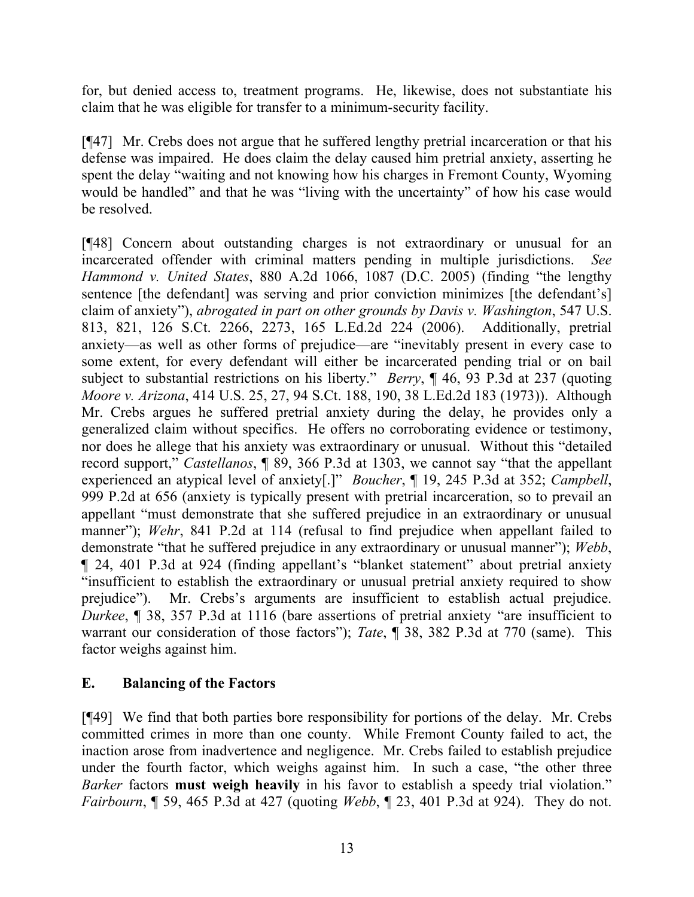for, but denied access to, treatment programs. He, likewise, does not substantiate his claim that he was eligible for transfer to a minimum-security facility.

[¶47] Mr. Crebs does not argue that he suffered lengthy pretrial incarceration or that his defense was impaired. He does claim the delay caused him pretrial anxiety, asserting he spent the delay "waiting and not knowing how his charges in Fremont County, Wyoming would be handled" and that he was "living with the uncertainty" of how his case would be resolved.

[¶48] Concern about outstanding charges is not extraordinary or unusual for an incarcerated offender with criminal matters pending in multiple jurisdictions. *See Hammond v. United States*, 880 A.2d 1066, 1087 (D.C. 2005) (finding "the lengthy sentence [the defendant] was serving and prior conviction minimizes [the defendant's] claim of anxiety"), *abrogated in part on other grounds by Davis v. Washington*, 547 U.S. 813, 821, 126 S.Ct. 2266, 2273, 165 L.Ed.2d 224 (2006). Additionally, pretrial anxiety—as well as other forms of prejudice—are "inevitably present in every case to some extent, for every defendant will either be incarcerated pending trial or on bail subject to substantial restrictions on his liberty." *Berry*, ¶ 46, 93 P.3d at 237 (quoting *Moore v. Arizona*, 414 U.S. 25, 27, 94 S.Ct. 188, 190, 38 L.Ed.2d 183 (1973)). Although Mr. Crebs argues he suffered pretrial anxiety during the delay, he provides only a generalized claim without specifics. He offers no corroborating evidence or testimony, nor does he allege that his anxiety was extraordinary or unusual. Without this "detailed record support," *Castellanos*, ¶ 89, 366 P.3d at 1303, we cannot say "that the appellant experienced an atypical level of anxiety[.]" *Boucher*, ¶ 19, 245 P.3d at 352; *Campbell*, 999 P.2d at 656 (anxiety is typically present with pretrial incarceration, so to prevail an appellant "must demonstrate that she suffered prejudice in an extraordinary or unusual manner"); *Wehr*, 841 P.2d at 114 (refusal to find prejudice when appellant failed to demonstrate "that he suffered prejudice in any extraordinary or unusual manner"); *Webb*, ¶ 24, 401 P.3d at 924 (finding appellant's "blanket statement" about pretrial anxiety "insufficient to establish the extraordinary or unusual pretrial anxiety required to show prejudice"). Mr. Crebs's arguments are insufficient to establish actual prejudice. *Durkee*, ¶ 38, 357 P.3d at 1116 (bare assertions of pretrial anxiety "are insufficient to warrant our consideration of those factors"); *Tate*, ¶ 38, 382 P.3d at 770 (same). This factor weighs against him.

## E. Balancing of the Factors

[¶49] We find that both parties bore responsibility for portions of the delay. Mr. Crebs committed crimes in more than one county. While Fremont County failed to act, the inaction arose from inadvertence and negligence. Mr. Crebs failed to establish prejudice under the fourth factor, which weighs against him. In such a case, "the other three *Barker* factors **must weigh heavily** in his favor to establish a speedy trial violation." *Fairbourn*, ¶ 59, 465 P.3d at 427 (quoting *Webb*, ¶ 23, 401 P.3d at 924). They do not.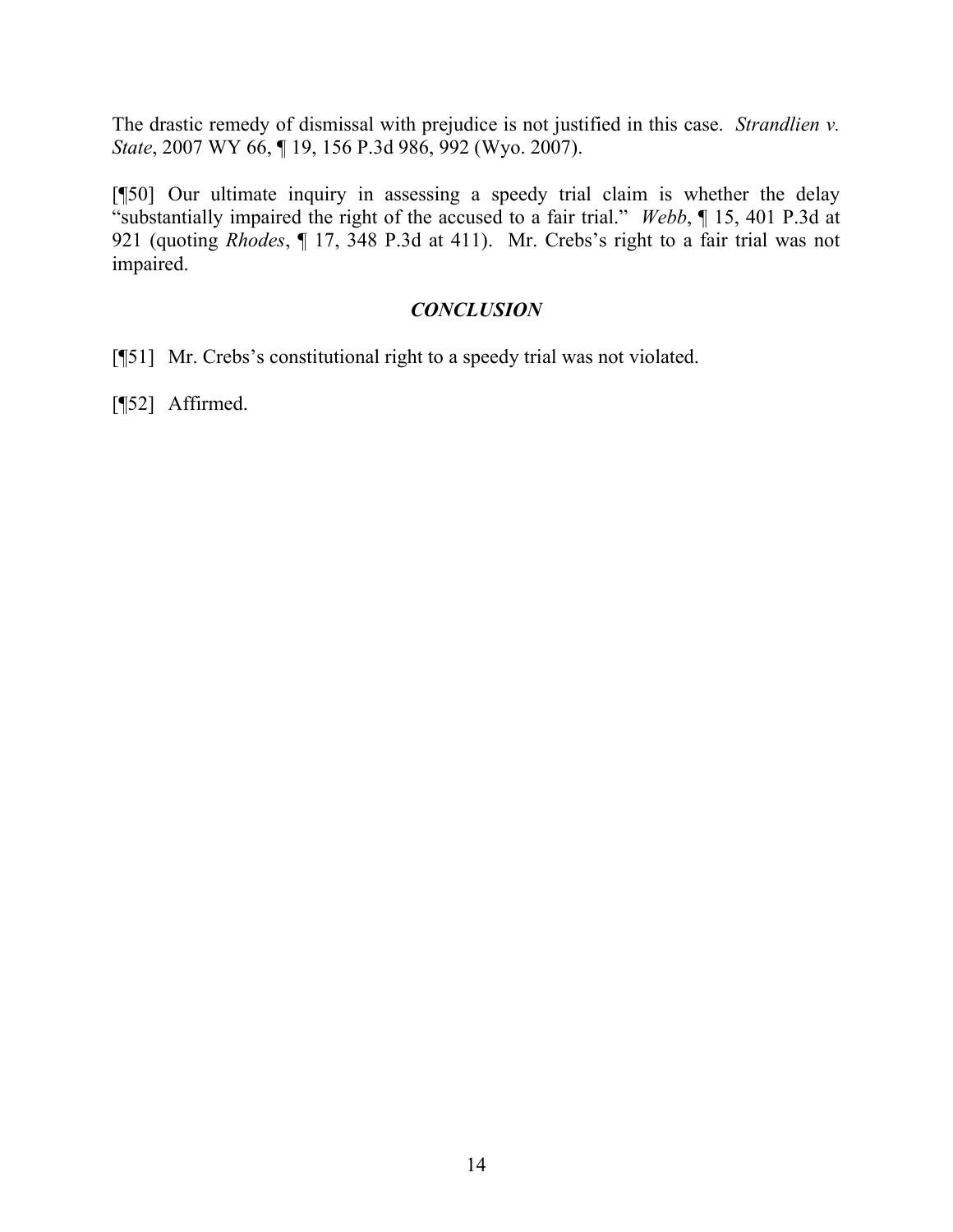The drastic remedy of dismissal with prejudice is not justified in this case. *Strandlien v. State*, 2007 WY 66, ¶ 19, 156 P.3d 986, 992 (Wyo. 2007).

[¶50] Our ultimate inquiry in assessing a speedy trial claim is whether the delay "substantially impaired the right of the accused to a fair trial." *Webb*, ¶ 15, 401 P.3d at 921 (quoting *Rhodes*, ¶ 17, 348 P.3d at 411). Mr. Crebs's right to a fair trial was not impaired.

## *CONCLUSION*

[¶51] Mr. Crebs's constitutional right to a speedy trial was not violated.

[¶52] Affirmed.